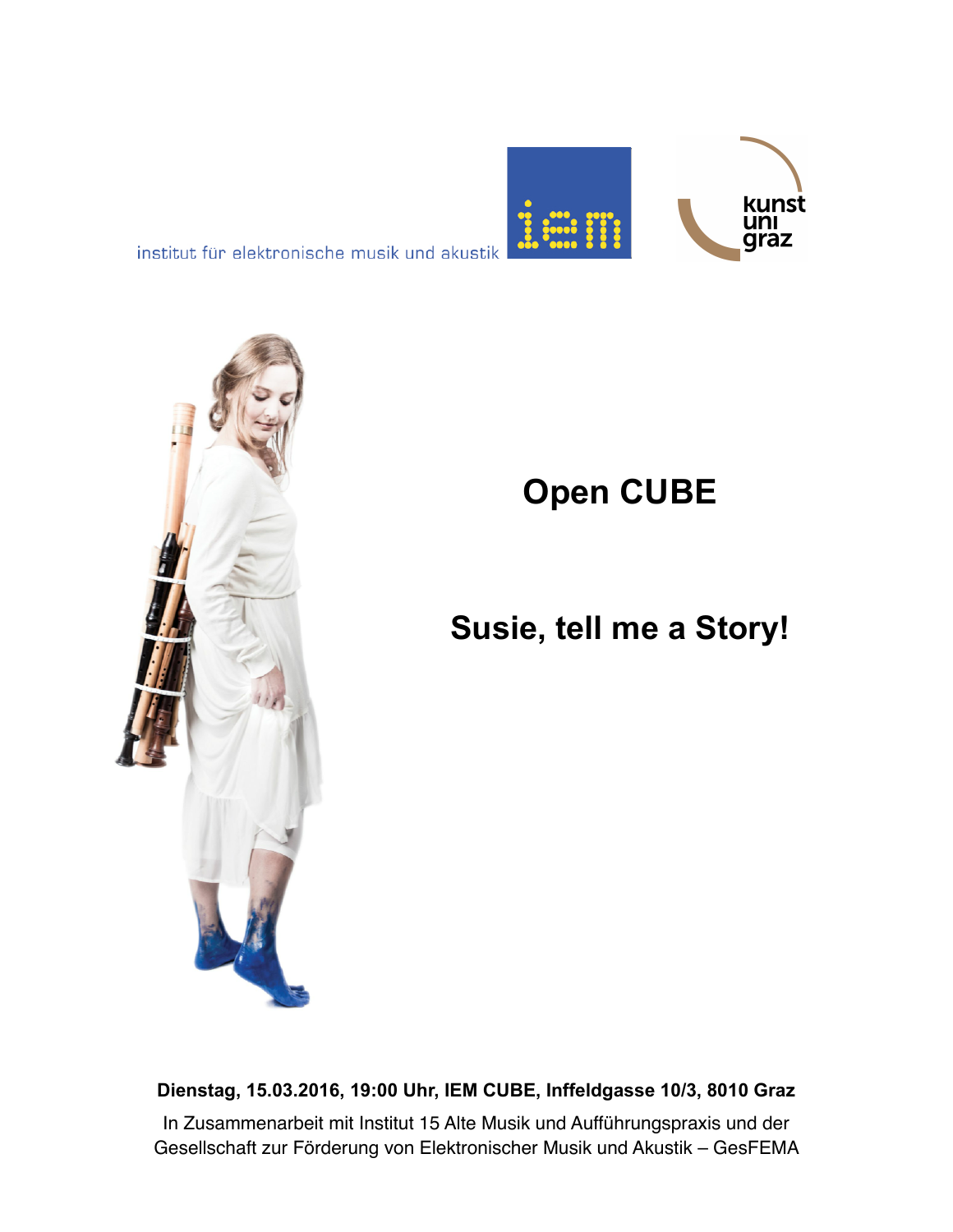institut für elektronische musik und akustik

iem

kunst uni graz

# Open CUBE

# Susie, tell me a Story!

**Dienstag, 15.03.2016, 19:00 Uhr, IEM CUBE, Inffeldgasse 10/3, 8010 Graz**

In Zusammenarbeit mit Institut 15 Alte Musik und Aufführungspraxis und der Gesellschaft zur Förderung von Elektronischer Musik und Akustik – GesFEMA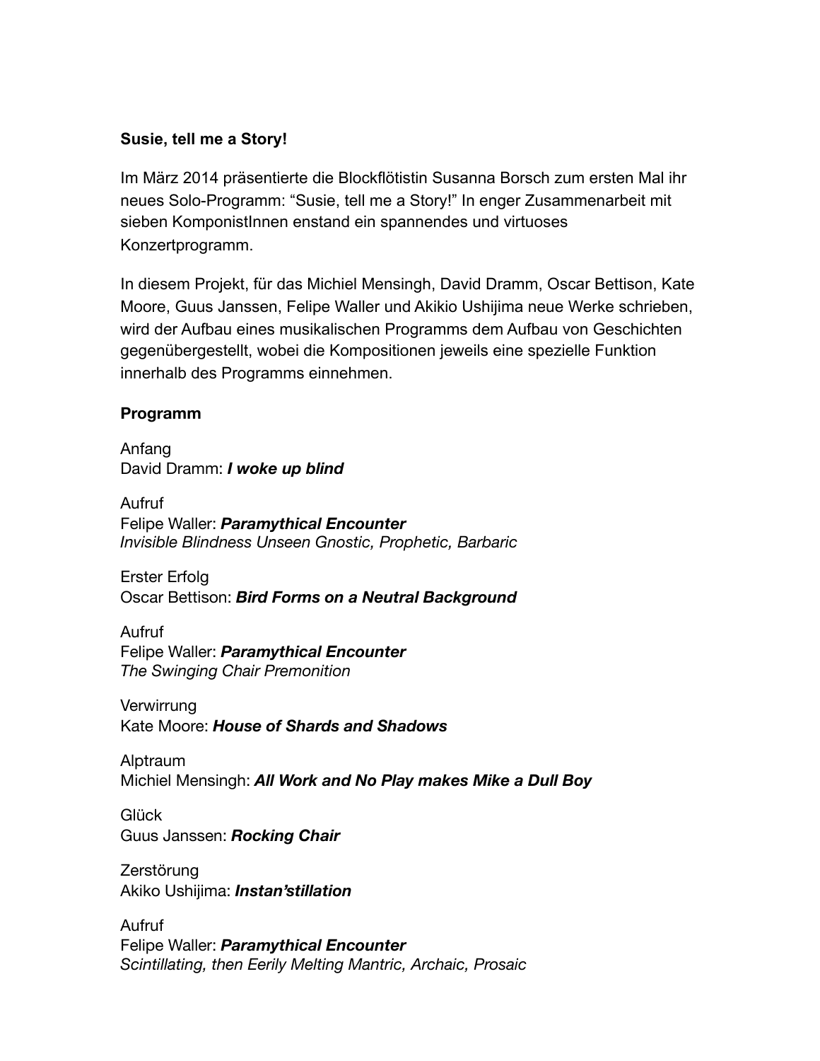**Susie, tell me a Story!**

Im März 2014 präsentierte die Blockflötistin Susanna Borsch zum ersten Mal ihr neues Solo-Programm: "Susie, tell me a Story!" In enger Zusammenarbeit mit sieben KomponistInnen enstand ein spannendes und virtuoses Konzertprogramm.

In diesem Projekt, für das Michiel Mensingh, David Dramm, Oscar Bettison, Kate Moore, Guus Janssen, Felipe Waller und Akikio Ushijima neue Werke schrieben, wird der Aufbau eines musikalischen Programms dem Aufbau von Geschichten gegenübergestellt, wobei die Kompositionen jeweils eine spezielle Funktion innerhalb des Programms einnehmen.

**Programm**

Anfang
David Dramm: ***I woke up blind***

Aufruf
Felipe Waller: ***Paramythical Encounter***
*Invisible Blindness Unseen Gnostic, Prophetic, Barbaric*

Erster Erfolg
Oscar Bettison: ***Bird Forms on a Neutral Background***

Aufruf
Felipe Waller: ***Paramythical Encounter***
*The Swinging Chair Premonition*

Verwirrung
Kate Moore: ***House of Shards and Shadows***

Alptraum
Michiel Mensingh: ***All Work and No Play makes Mike a Dull Boy***

Glück
Guus Janssen: ***Rocking Chair***

Zerstörung
Akiko Ushijima: ***Instan'stillation***

Aufruf
Felipe Waller: ***Paramythical Encounter***
*Scintillating, then Eerily Melting Mantric, Archaic, Prosaic*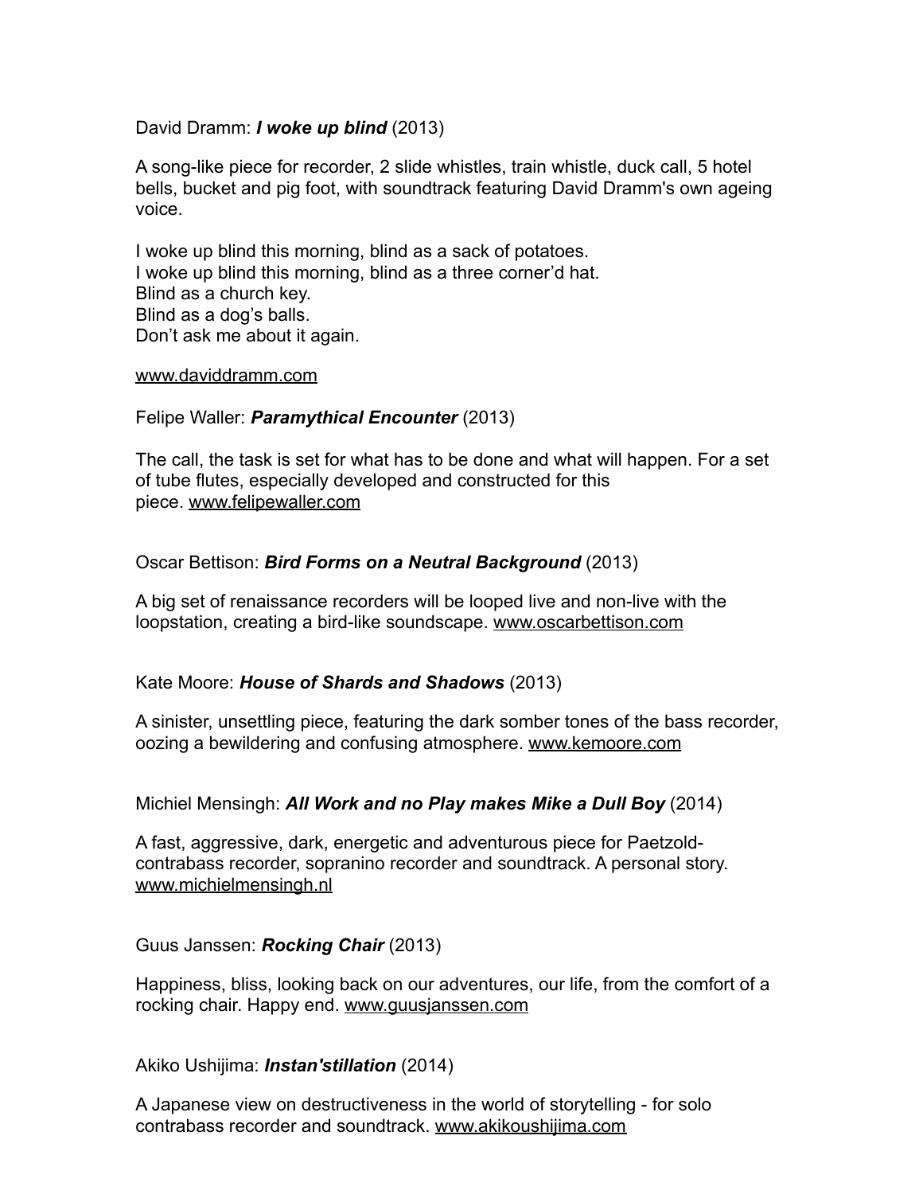David Dramm: ***I woke up blind*** (2013)

A song-like piece for recorder, 2 slide whistles, train whistle, duck call, 5 hotel bells, bucket and pig foot, with soundtrack featuring David Dramm's own ageing voice.

I woke up blind this morning, blind as a sack of potatoes.
I woke up blind this morning, blind as a three corner'd hat.
Blind as a church key.
Blind as a dog's balls.
Don't ask me about it again.

www.daviddramm.com

Felipe Waller: ***Paramythical Encounter*** (2013)

The call, the task is set for what has to be done and what will happen. For a set of tube flutes, especially developed and constructed for this piece. www.felipewaller.com

Oscar Bettison: ***Bird Forms on a Neutral Background*** (2013)

A big set of renaissance recorders will be looped live and non-live with the loopstation, creating a bird-like soundscape. www.oscarbettison.com

Kate Moore: ***House of Shards and Shadows*** (2013)

A sinister, unsettling piece, featuring the dark somber tones of the bass recorder, oozing a bewildering and confusing atmosphere. www.kemoore.com

Michiel Mensingh: ***All Work and no Play makes Mike a Dull Boy*** (2014)

A fast, aggressive, dark, energetic and adventurous piece for Paetzold-contrabass recorder, sopranino recorder and soundtrack. A personal story. www.michielmensingh.nl

Guus Janssen: ***Rocking Chair*** (2013)

Happiness, bliss, looking back on our adventures, our life, from the comfort of a rocking chair. Happy end. www.guusjanssen.com

Akiko Ushijima: ***Instan'stillation*** (2014)

A Japanese view on destructiveness in the world of storytelling - for solo contrabass recorder and soundtrack. www.akikoushijima.com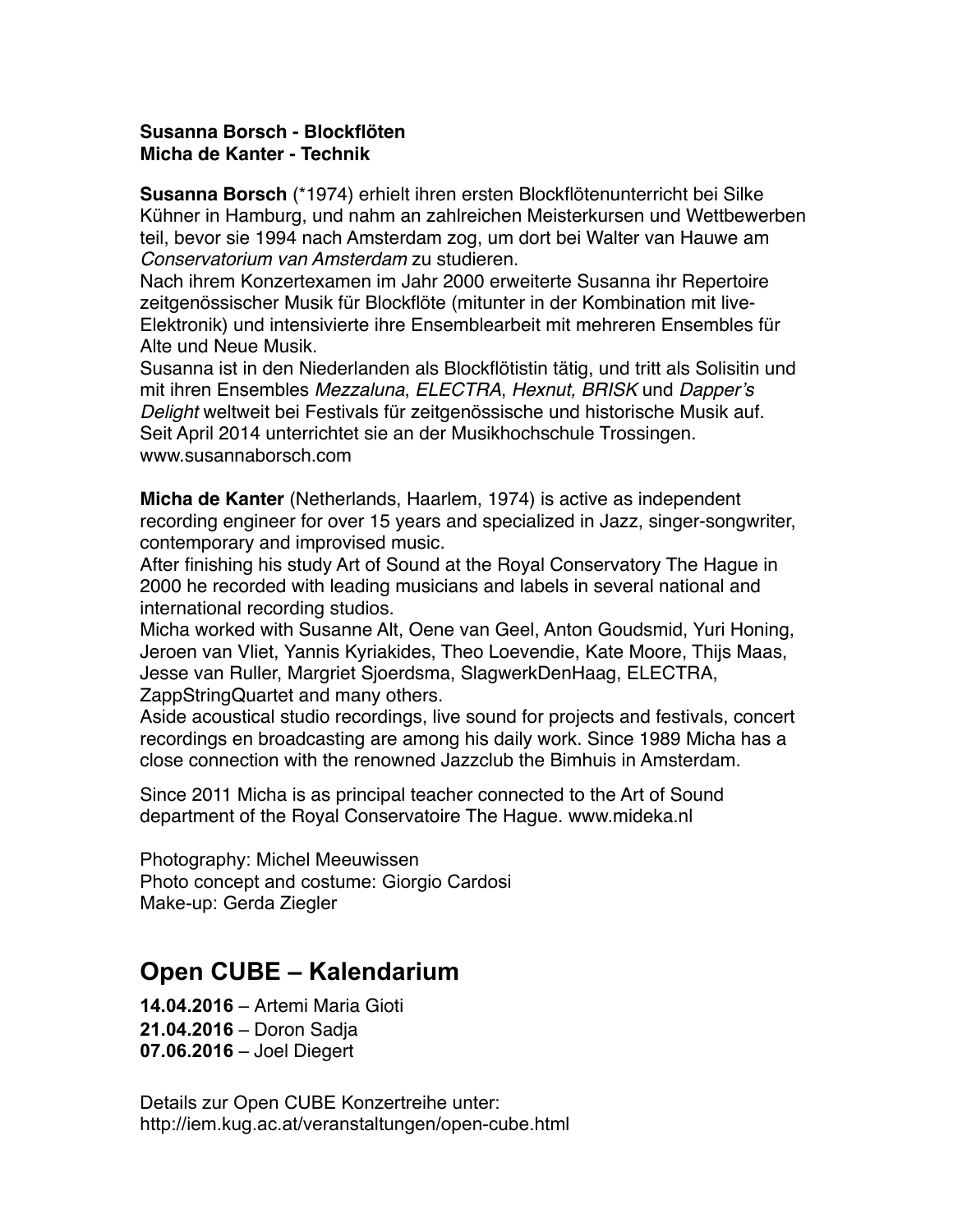**Susanna Borsch - Blockflöten**
**Micha de Kanter - Technik**

**Susanna Borsch** (*1974) erhielt ihren ersten Blockflötenunterricht bei Silke Kühner in Hamburg, und nahm an zahlreichen Meisterkursen und Wettbewerben teil, bevor sie 1994 nach Amsterdam zog, um dort bei Walter van Hauwe am *Conservatorium van Amsterdam* zu studieren.
Nach ihrem Konzertexamen im Jahr 2000 erweiterte Susanna ihr Repertoire zeitgenössischer Musik für Blockflöte (mitunter in der Kombination mit live-Elektronik) und intensivierte ihre Ensemblearbeit mit mehreren Ensembles für Alte und Neue Musik.
Susanna ist in den Niederlanden als Blockflötistin tätig, und tritt als Solisitin und mit ihren Ensembles *Mezzaluna*, *ELECTRA*, *Hexnut, BRISK* und *Dapper's Delight* weltweit bei Festivals für zeitgenössische und historische Musik auf.
Seit April 2014 unterrichtet sie an der Musikhochschule Trossingen.
www.susannaborsch.com

**Micha de Kanter** (Netherlands, Haarlem, 1974) is active as independent recording engineer for over 15 years and specialized in Jazz, singer-songwriter, contemporary and improvised music.
After finishing his study Art of Sound at the Royal Conservatory The Hague in 2000 he recorded with leading musicians and labels in several national and international recording studios.
Micha worked with Susanne Alt, Oene van Geel, Anton Goudsmid, Yuri Honing, Jeroen van Vliet, Yannis Kyriakides, Theo Loevendie, Kate Moore, Thijs Maas, Jesse van Ruller, Margriet Sjoerdsma, SlagwerkDenHaag, ELECTRA, ZappStringQuartet and many others.
Aside acoustical studio recordings, live sound for projects and festivals, concert recordings en broadcasting are among his daily work. Since 1989 Micha has a close connection with the renowned Jazzclub the Bimhuis in Amsterdam.

Since 2011 Micha is as principal teacher connected to the Art of Sound department of the Royal Conservatoire The Hague. www.mideka.nl

Photography: Michel Meeuwissen
Photo concept and costume: Giorgio Cardosi
Make-up: Gerda Ziegler

## Open CUBE – Kalendarium

**14.04.2016** – Artemi Maria Gioti
**21.04.2016** – Doron Sadja
**07.06.2016** – Joel Diegert

Details zur Open CUBE Konzertreihe unter:
http://iem.kug.ac.at/veranstaltungen/open-cube.html